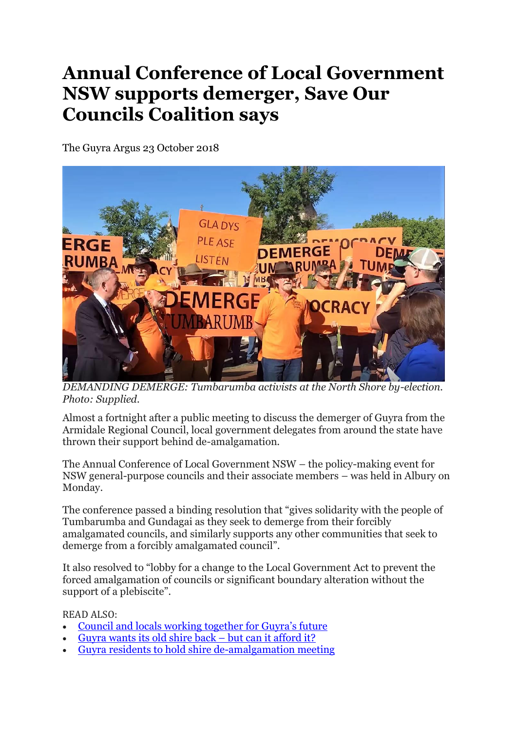# Annual Conference of Local Government NSW supports demerger, Save Our Councils Coalition says

The Guyra Argus 23 October 2018

*DEMANDING DEMERGE: Tumbarumba activists at the North Shore by-election. Photo: Supplied.*

Almost a fortnight after a public meeting to discuss the demerger of Guyra from the Armidale Regional Council, local government delegates from around the state have thrown their support behind de-amalgamation.

The Annual Conference of Local Government NSW – the policy-making event for NSW general-purpose councils and their associate members – was held in Albury on Monday.

The conference passed a binding resolution that "gives solidarity with the people of Tumbarumba and Gundagai as they seek to demerge from their forcibly amalgamated councils, and similarly supports any other communities that seek to demerge from a forcibly amalgamated council".

It also resolved to "lobby for a change to the Local Government Act to prevent the forced amalgamation of councils or significant boundary alteration without the support of a plebiscite".

READ ALSO:

- Council and locals working together for Guyra's future
- Guyra wants its old shire back – but can it afford it?
- Guyra residents to hold shire de-amalgamation meeting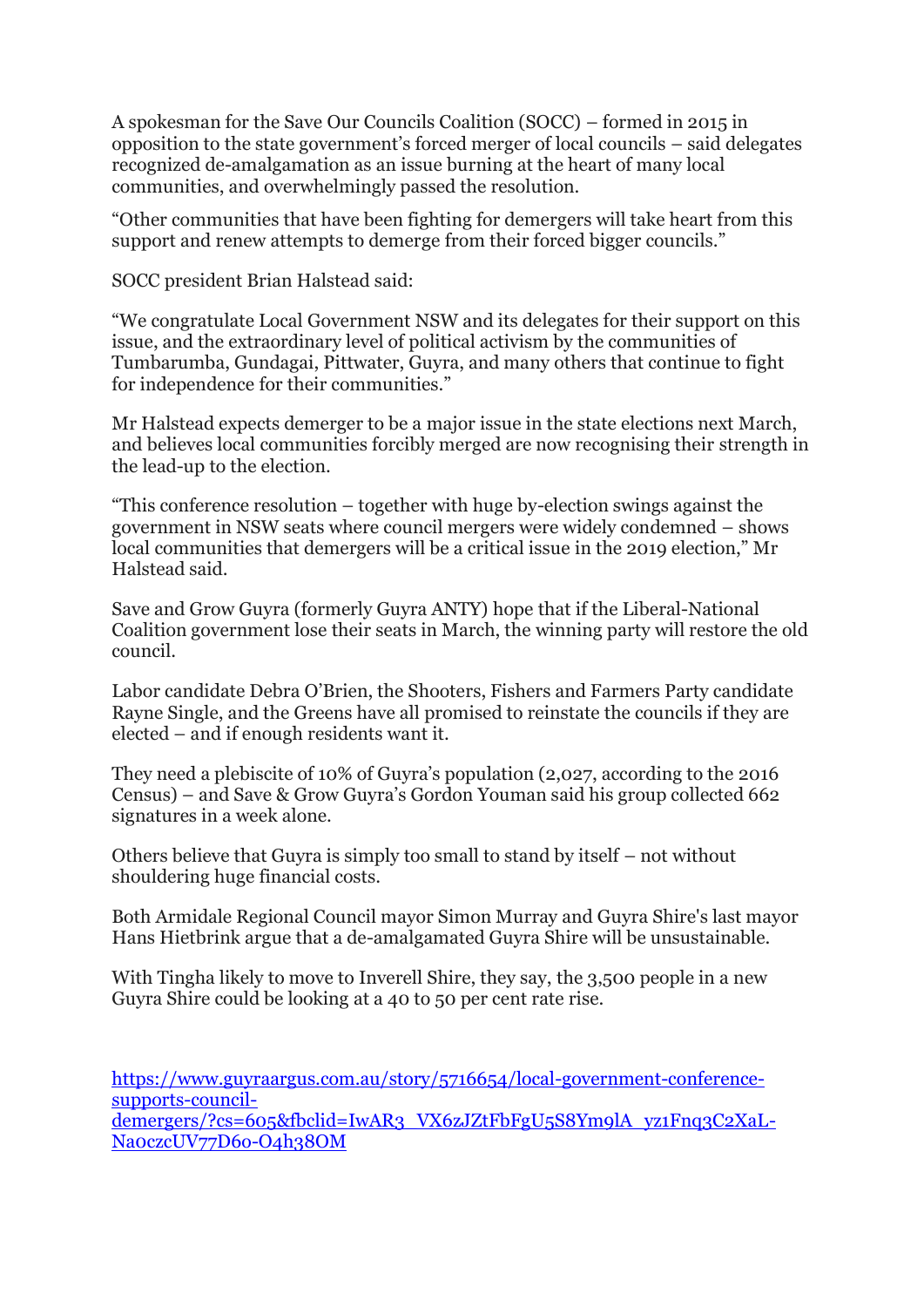A spokesman for the Save Our Councils Coalition (SOCC) – formed in 2015 in opposition to the state government's forced merger of local councils – said delegates recognized de-amalgamation as an issue burning at the heart of many local communities, and overwhelmingly passed the resolution.

"Other communities that have been fighting for demergers will take heart from this support and renew attempts to demerge from their forced bigger councils."

SOCC president Brian Halstead said:

"We congratulate Local Government NSW and its delegates for their support on this issue, and the extraordinary level of political activism by the communities of Tumbarumba, Gundagai, Pittwater, Guyra, and many others that continue to fight for independence for their communities."

Mr Halstead expects demerger to be a major issue in the state elections next March, and believes local communities forcibly merged are now recognising their strength in the lead-up to the election.

"This conference resolution – together with huge by-election swings against the government in NSW seats where council mergers were widely condemned – shows local communities that demergers will be a critical issue in the 2019 election," Mr Halstead said.

Save and Grow Guyra (formerly Guyra ANTY) hope that if the Liberal-National Coalition government lose their seats in March, the winning party will restore the old council.

Labor candidate Debra O'Brien, the Shooters, Fishers and Farmers Party candidate Rayne Single, and the Greens have all promised to reinstate the councils if they are elected – and if enough residents want it.

They need a plebiscite of 10% of Guyra's population (2,027, according to the 2016 Census) – and Save & Grow Guyra's Gordon Youman said his group collected 662 signatures in a week alone.

Others believe that Guyra is simply too small to stand by itself – not without shouldering huge financial costs.

Both Armidale Regional Council mayor Simon Murray and Guyra Shire's last mayor Hans Hietbrink argue that a de-amalgamated Guyra Shire will be unsustainable.

With Tingha likely to move to Inverell Shire, they say, the 3,500 people in a new Guyra Shire could be looking at a 40 to 50 per cent rate rise.

[https://www.guyraargus.com.au/story/5716654/local-government-conference-supports-council-demergers/?cs=605&fbclid=IwAR3_VX6zJZtFbFgU5S8Ym9lA_yz1Fnq3C2XaL-NaoczcUV77D6o-O4h38OM](https://www.guyraargus.com.au/story/5716654/local-government-conference-supports-council-demergers/?cs=605&fbclid=IwAR3_VX6zJZtFbFgU5S8Ym9lA_yz1Fnq3C2XaL-NaoczcUV77D6o-O4h38OM)